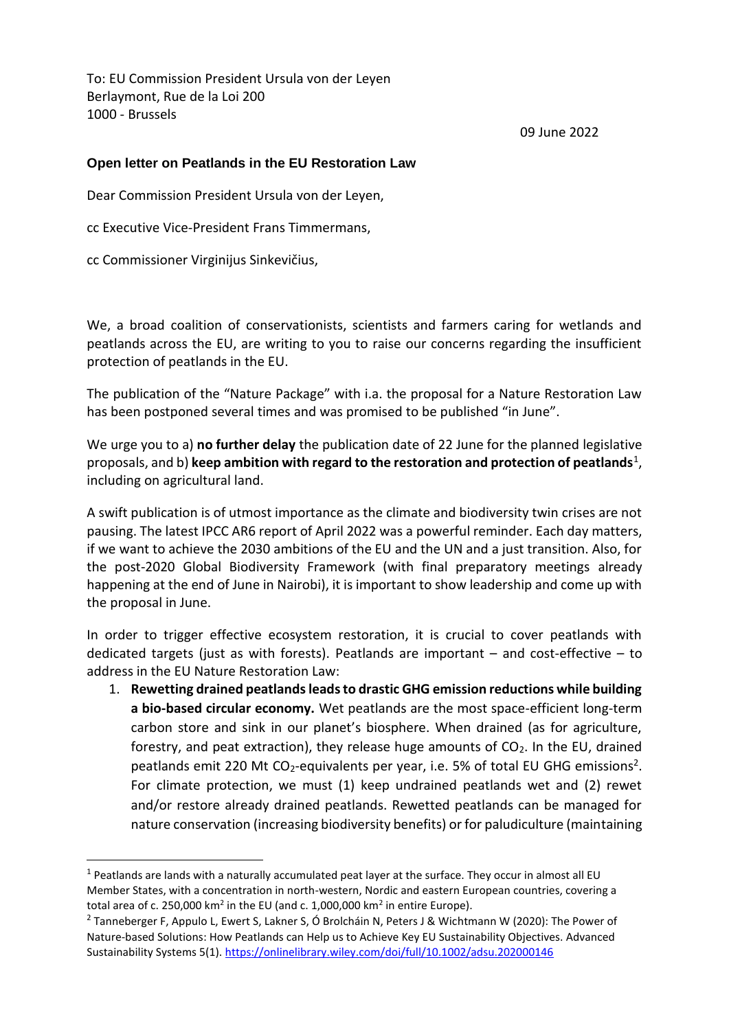To: EU Commission President Ursula von der Leyen
Berlaymont, Rue de la Loi 200
1000 - Brussels

09 June 2022

**Open letter on Peatlands in the EU Restoration Law**

Dear Commission President Ursula von der Leyen,

cc Executive Vice-President Frans Timmermans,

cc Commissioner Virginijus Sinkevičius,

We, a broad coalition of conservationists, scientists and farmers caring for wetlands and peatlands across the EU, are writing to you to raise our concerns regarding the insufficient protection of peatlands in the EU.

The publication of the "Nature Package" with i.a. the proposal for a Nature Restoration Law has been postponed several times and was promised to be published "in June".

We urge you to a) **no further delay** the publication date of 22 June for the planned legislative proposals, and b) **keep ambition with regard to the restoration and protection of peatlands**[1], including on agricultural land.

A swift publication is of utmost importance as the climate and biodiversity twin crises are not pausing. The latest IPCC AR6 report of April 2022 was a powerful reminder. Each day matters, if we want to achieve the 2030 ambitions of the EU and the UN and a just transition. Also, for the post-2020 Global Biodiversity Framework (with final preparatory meetings already happening at the end of June in Nairobi), it is important to show leadership and come up with the proposal in June.

In order to trigger effective ecosystem restoration, it is crucial to cover peatlands with dedicated targets (just as with forests). Peatlands are important – and cost-effective – to address in the EU Nature Restoration Law:

1. **Rewetting drained peatlands leads to drastic GHG emission reductions while building a bio-based circular economy.** Wet peatlands are the most space-efficient long-term carbon store and sink in our planet's biosphere. When drained (as for agriculture, forestry, and peat extraction), they release huge amounts of $CO_2$. In the EU, drained peatlands emit 220 Mt $CO_2$-equivalents per year, i.e. 5% of total EU GHG emissions[2]. For climate protection, we must (1) keep undrained peatlands wet and (2) rewet and/or restore already drained peatlands. Rewetted peatlands can be managed for nature conservation (increasing biodiversity benefits) or for paludiculture (maintaining

---

[1] Peatlands are lands with a naturally accumulated peat layer at the surface. They occur in almost all EU Member States, with a concentration in north-western, Nordic and eastern European countries, covering a total area of c. 250,000 km$^2$ in the EU (and c. 1,000,000 km$^2$ in entire Europe).

[2] Tanneberger F, Appulo L, Ewert S, Lakner S, Ó Brolcháin N, Peters J & Wichtmann W (2020): The Power of Nature-based Solutions: How Peatlands can Help us to Achieve Key EU Sustainability Objectives. Advanced Sustainability Systems 5(1). https://onlinelibrary.wiley.com/doi/full/10.1002/adsu.202000146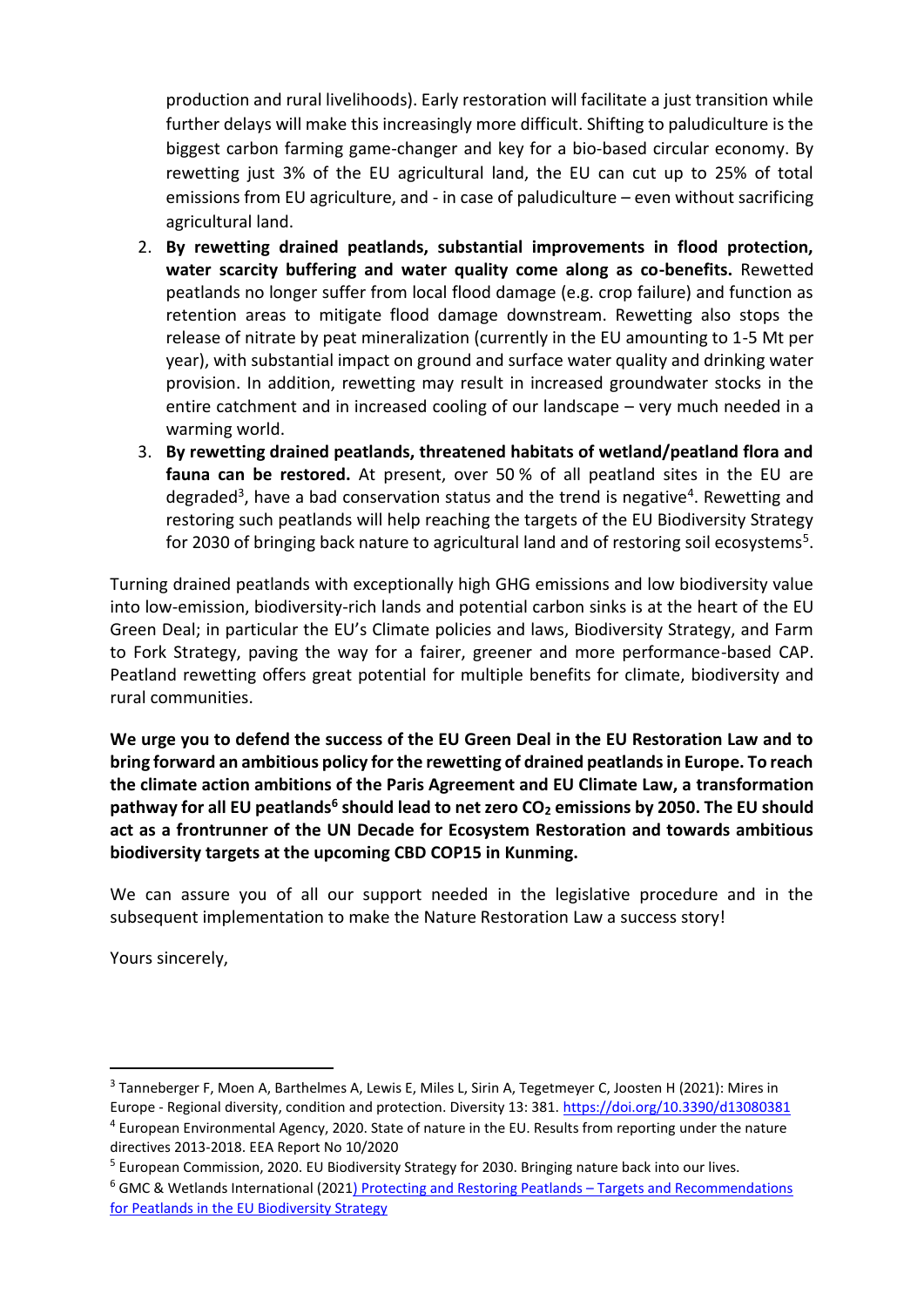production and rural livelihoods). Early restoration will facilitate a just transition while further delays will make this increasingly more difficult. Shifting to paludiculture is the biggest carbon farming game-changer and key for a bio-based circular economy. By rewetting just 3% of the EU agricultural land, the EU can cut up to 25% of total emissions from EU agriculture, and - in case of paludiculture – even without sacrificing agricultural land.

2. **By rewetting drained peatlands, substantial improvements in flood protection, water scarcity buffering and water quality come along as co-benefits.** Rewetted peatlands no longer suffer from local flood damage (e.g. crop failure) and function as retention areas to mitigate flood damage downstream. Rewetting also stops the release of nitrate by peat mineralization (currently in the EU amounting to 1-5 Mt per year), with substantial impact on ground and surface water quality and drinking water provision. In addition, rewetting may result in increased groundwater stocks in the entire catchment and in increased cooling of our landscape – very much needed in a warming world.
3. **By rewetting drained peatlands, threatened habitats of wetland/peatland flora and fauna can be restored.** At present, over 50 % of all peatland sites in the EU are degraded[3], have a bad conservation status and the trend is negative[4]. Rewetting and restoring such peatlands will help reaching the targets of the EU Biodiversity Strategy for 2030 of bringing back nature to agricultural land and of restoring soil ecosystems[5].

Turning drained peatlands with exceptionally high GHG emissions and low biodiversity value into low-emission, biodiversity-rich lands and potential carbon sinks is at the heart of the EU Green Deal; in particular the EU's Climate policies and laws, Biodiversity Strategy, and Farm to Fork Strategy, paving the way for a fairer, greener and more performance-based CAP. Peatland rewetting offers great potential for multiple benefits for climate, biodiversity and rural communities.

**We urge you to defend the success of the EU Green Deal in the EU Restoration Law and to bring forward an ambitious policy for the rewetting of drained peatlands in Europe. To reach the climate action ambitions of the Paris Agreement and EU Climate Law, a transformation pathway for all EU peatlands[6] should lead to net zero $CO_2$ emissions by 2050. The EU should act as a frontrunner of the UN Decade for Ecosystem Restoration and towards ambitious biodiversity targets at the upcoming CBD COP15 in Kunming.**

We can assure you of all our support needed in the legislative procedure and in the subsequent implementation to make the Nature Restoration Law a success story!

Yours sincerely,

---

[3] Tanneberger F, Moen A, Barthelmes A, Lewis E, Miles L, Sirin A, Tegetmeyer C, Joosten H (2021): Mires in Europe - Regional diversity, condition and protection. Diversity 13: 381. https://doi.org/10.3390/d13080381

[4] European Environmental Agency, 2020. State of nature in the EU. Results from reporting under the nature directives 2013-2018. EEA Report No 10/2020

[5] European Commission, 2020. EU Biodiversity Strategy for 2030. Bringing nature back into our lives.

[6] GMC & Wetlands International (2021) Protecting and Restoring Peatlands – Targets and Recommendations for Peatlands in the EU Biodiversity Strategy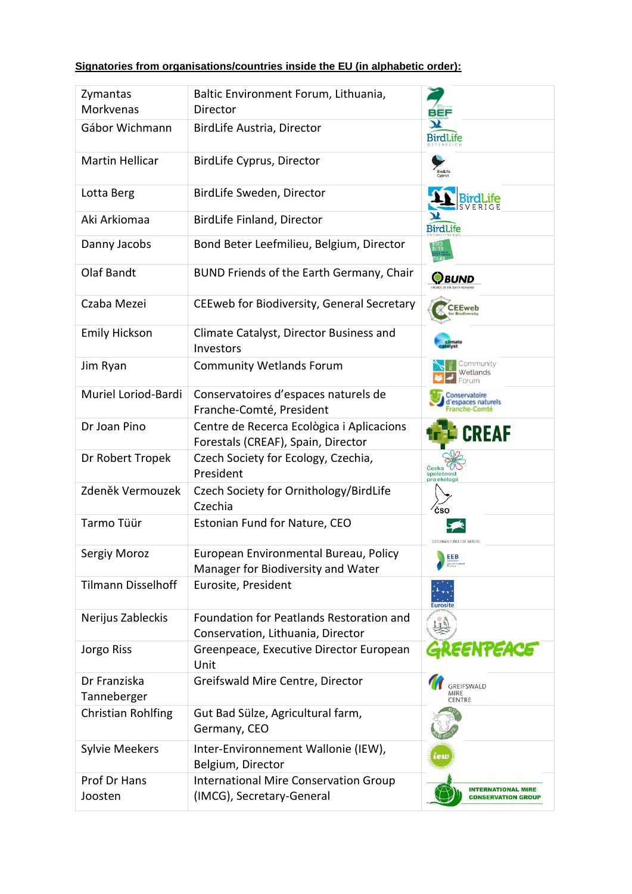**Signatories from organisations/countries inside the EU (in alphabetic order):**

| Name | Organisation | Logo |
|---|---|---|
| Zymantas Morkvenas | Baltic Environment Forum, Lithuania, Director | |
| Gábor Wichmann | BirdLife Austria, Director | |
| Martin Hellicar | BirdLife Cyprus, Director | |
| Lotta Berg | BirdLife Sweden, Director | |
| Aki Arkiomaa | BirdLife Finland, Director | |
| Danny Jacobs | Bond Beter Leefmilieu, Belgium, Director | |
| Olaf Bandt | BUND Friends of the Earth Germany, Chair | |
| Czaba Mezei | CEEweb for Biodiversity, General Secretary | |
| Emily Hickson | Climate Catalyst, Director Business and Investors | |
| Jim Ryan | Community Wetlands Forum | |
| Muriel Loriod-Bardi | Conservatoires d'espaces naturels de Franche-Comté, President | |
| Dr Joan Pino | Centre de Recerca Ecològica i Aplicacions Forestals (CREAF), Spain, Director | |
| Dr Robert Tropek | Czech Society for Ecology, Czechia, President | |
| Zdeněk Vermouzek | Czech Society for Ornithology/BirdLife Czechia | |
| Tarmo Tüür | Estonian Fund for Nature, CEO | |
| Sergiy Moroz | European Environmental Bureau, Policy Manager for Biodiversity and Water | |
| Tilmann Disselhoff | Eurosite, President | |
| Nerijus Zableckis | Foundation for Peatlands Restoration and Conservation, Lithuania, Director | |
| Jorgo Riss | Greenpeace, Executive Director European Unit | |
| Dr Franziska Tanneberger | Greifswald Mire Centre, Director | |
| Christian Rohlfing | Gut Bad Sülze, Agricultural farm, Germany, CEO | |
| Sylvie Meekers | Inter-Environnement Wallonie (IEW), Belgium, Director | |
| Prof Dr Hans Joosten | International Mire Conservation Group (IMCG), Secretary-General | |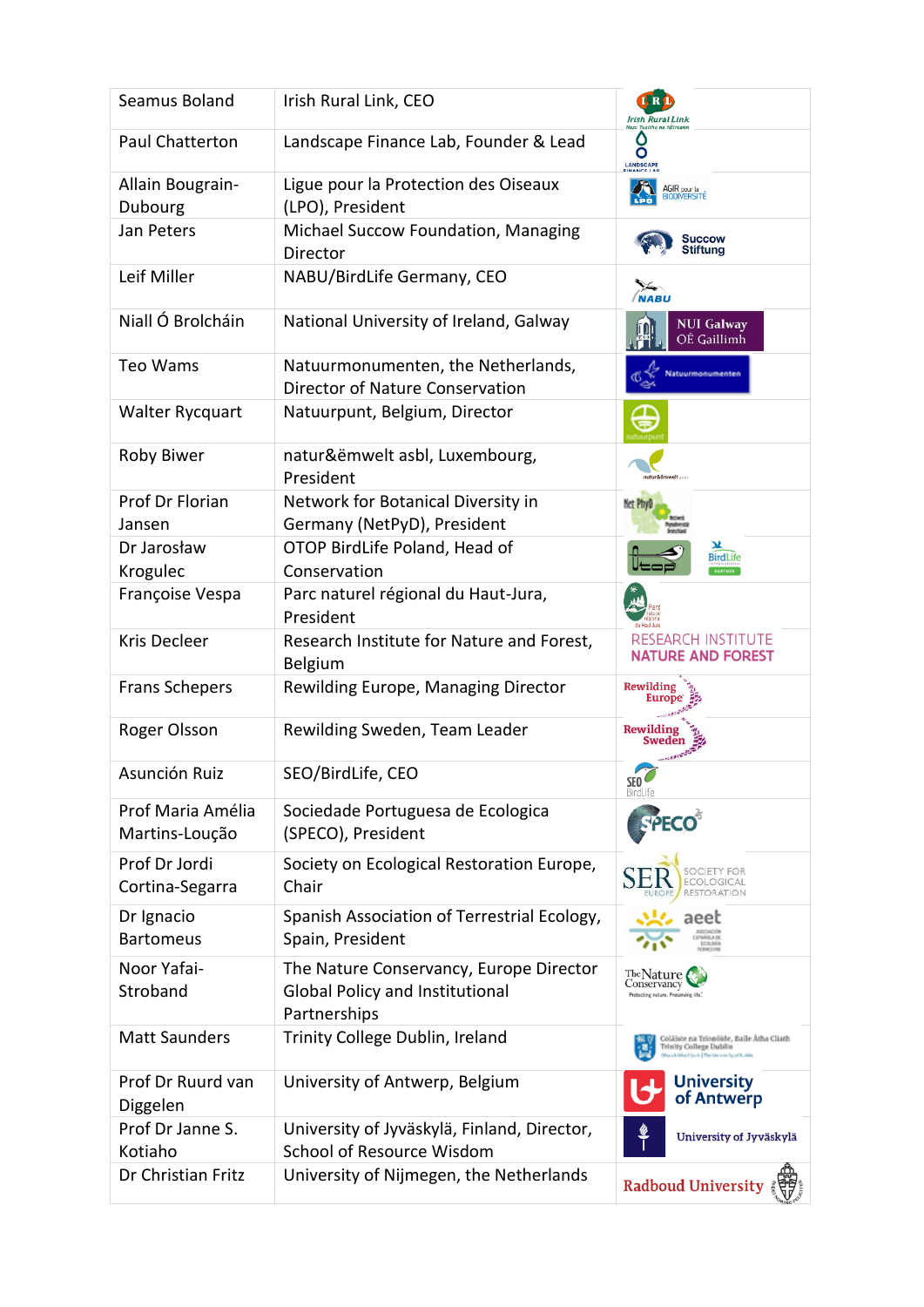| Seamus Boland | Irish Rural Link, CEO | |
|---|---|---|
| Paul Chatterton | Landscape Finance Lab, Founder & Lead | |
| Allain Bougrain-Dubourg | Ligue pour la Protection des Oiseaux (LPO), President | |
| Jan Peters | Michael Succow Foundation, Managing Director | |
| Leif Miller | NABU/BirdLife Germany, CEO | |
| Niall Ó Brolcháin | National University of Ireland, Galway | |
| Teo Wams | Natuurmonumenten, the Netherlands, Director of Nature Conservation | |
| Walter Rycquart | Natuurpunt, Belgium, Director | |
| Roby Biwer | natur&ëmwelt asbl, Luxembourg, President | |
| Prof Dr Florian Jansen | Network for Botanical Diversity in Germany (NetPyD), President | |
| Dr Jarosław Krogulec | OTOP BirdLife Poland, Head of Conservation | |
| Françoise Vespa | Parc naturel régional du Haut-Jura, President | |
| Kris Decleer | Research Institute for Nature and Forest, Belgium | |
| Frans Schepers | Rewilding Europe, Managing Director | |
| Roger Olsson | Rewilding Sweden, Team Leader | |
| Asunción Ruiz | SEO/BirdLife, CEO | |
| Prof Maria Amélia Martins-Loução | Sociedade Portuguesa de Ecologica (SPECO), President | |
| Prof Dr Jordi Cortina-Segarra | Society on Ecological Restoration Europe, Chair | |
| Dr Ignacio Bartomeus | Spanish Association of Terrestrial Ecology, Spain, President | |
| Noor Yafai-Stroband | The Nature Conservancy, Europe Director Global Policy and Institutional Partnerships | |
| Matt Saunders | Trinity College Dublin, Ireland | |
| Prof Dr Ruurd van Diggelen | University of Antwerp, Belgium | |
| Prof Dr Janne S. Kotiaho | University of Jyväskylä, Finland, Director, School of Resource Wisdom | |
| Dr Christian Fritz | University of Nijmegen, the Netherlands | |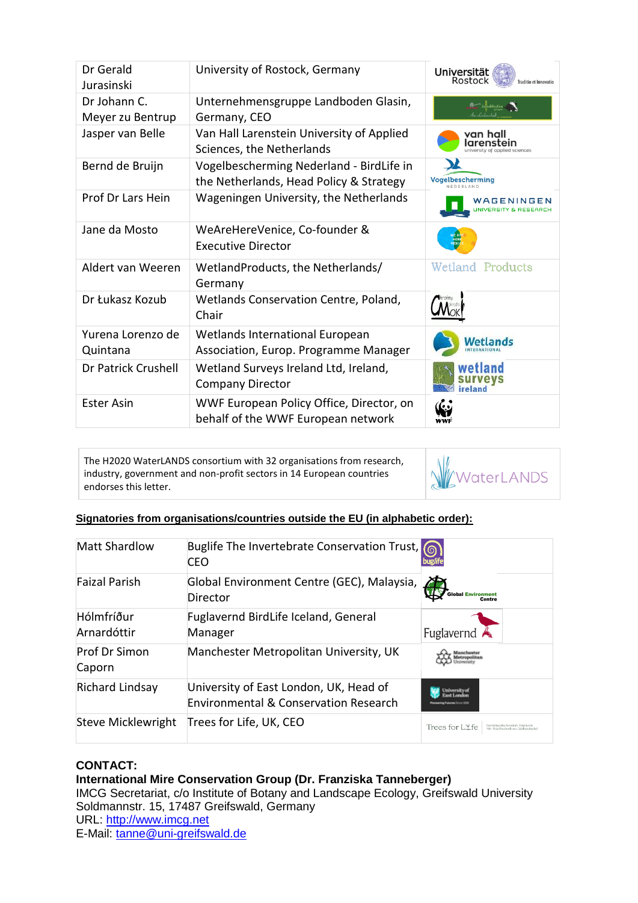| | | |
|---|---|---|
| Dr Gerald Jurasinski | University of Rostock, Germany | |
| Dr Johann C. Meyer zu Bentrup | Unternehmensgruppe Landboden Glasin, Germany, CEO | |
| Jasper van Belle | Van Hall Larenstein University of Applied Sciences, the Netherlands | |
| Bernd de Bruijn | Vogelbescherming Nederland - BirdLife in the Netherlands, Head Policy & Strategy | |
| Prof Dr Lars Hein | Wageningen University, the Netherlands | |
| Jane da Mosto | WeAreHereVenice, Co-founder & Executive Director | |
| Aldert van Weeren | WetlandProducts, the Netherlands/ Germany | |
| Dr Łukasz Kozub | Wetlands Conservation Centre, Poland, Chair | |
| Yurena Lorenzo de Quintana | Wetlands International European Association, Europ. Programme Manager | |
| Dr Patrick Crushell | Wetland Surveys Ireland Ltd, Ireland, Company Director | |
| Ester Asin | WWF European Policy Office, Director, on behalf of the WWF European network | |

The H2020 WaterLANDS consortium with 32 organisations from research, industry, government and non-profit sectors in 14 European countries endorses this letter.

**Signatories from organisations/countries outside the EU (in alphabetic order):**

| | | |
|---|---|---|
| Matt Shardlow | Buglife The Invertebrate Conservation Trust, CEO | |
| Faizal Parish | Global Environment Centre (GEC), Malaysia, Director | |
| Hólmfríður Arnardóttir | Fuglavernd BirdLife Iceland, General Manager | |
| Prof Dr Simon Caporn | Manchester Metropolitan University, UK | |
| Richard Lindsay | University of East London, UK, Head of Environmental & Conservation Research | |
| Steve Micklewright | Trees for Life, UK, CEO | |

**CONTACT:**
**International Mire Conservation Group (Dr. Franziska Tanneberger)**
IMCG Secretariat, c/o Institute of Botany and Landscape Ecology, Greifswald University
Soldmannstr. 15, 17487 Greifswald, Germany
URL: http://www.imcg.net
E-Mail: tanne@uni-greifswald.de